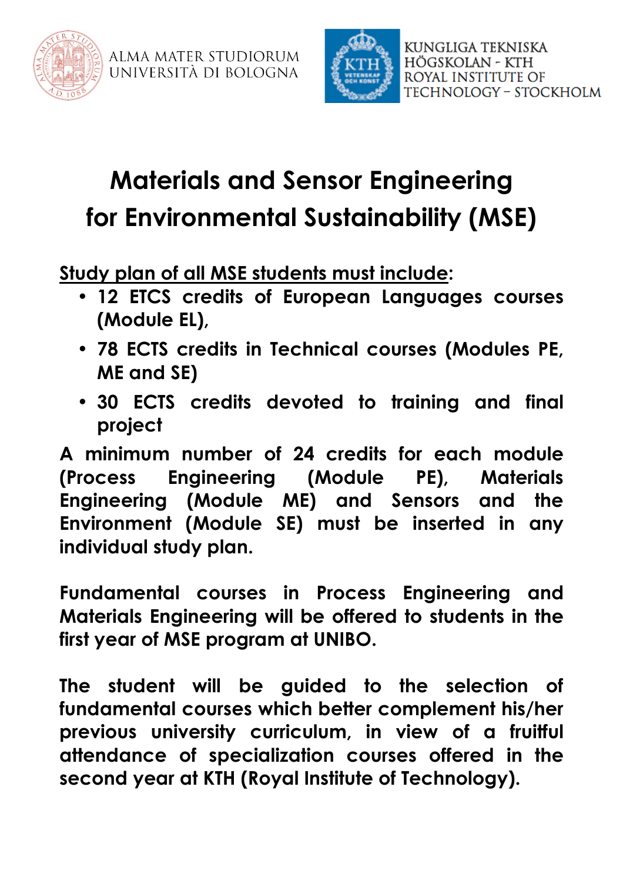ALMA MATER STUDIORUM
UNIVERSITÀ DI BOLOGNA

KUNGLIGA TEKNISKA
HÖGSKOLAN - KTH
ROYAL INSTITUTE OF
TECHNOLOGY - STOCKHOLM

# Materials and Sensor Engineering for Environmental Sustainability (MSE)

Study plan of all MSE students must include:

- **12 ETCS credits of European Languages courses (Module EL),**
- **78 ECTS credits in Technical courses (Modules PE, ME and SE)**
- **30 ECTS credits devoted to training and final project**

**A minimum number of 24 credits for each module (Process Engineering (Module PE), Materials Engineering (Module ME) and Sensors and the Environment (Module SE) must be inserted in any individual study plan.**

**Fundamental courses in Process Engineering and Materials Engineering will be offered to students in the first year of MSE program at UNIBO.**

**The student will be guided to the selection of fundamental courses which better complement his/her previous university curriculum, in view of a fruitful attendance of specialization courses offered in the second year at KTH (Royal Institute of Technology).**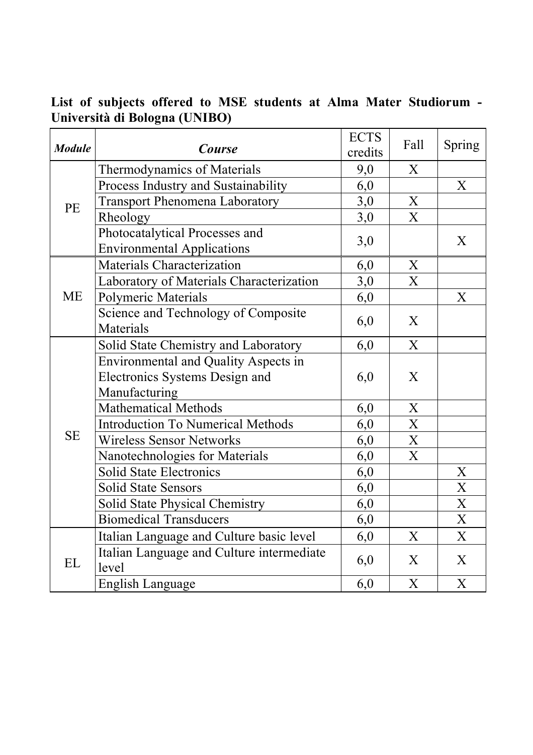**List of subjects offered to MSE students at Alma Mater Studiorum - Università di Bologna (UNIBO)**

| *Module* | *Course* | ECTS credits | Fall | Spring |
|---|---|---|---|---|
| PE | Thermodynamics of Materials | 9,0 | X | |
| | Process Industry and Sustainability | 6,0 | | X |
| | Transport Phenomena Laboratory | 3,0 | X | |
| | Rheology | 3,0 | X | |
| | Photocatalytical Processes and Environmental Applications | 3,0 | | X |
| ME | Materials Characterization | 6,0 | X | |
| | Laboratory of Materials Characterization | 3,0 | X | |
| | Polymeric Materials | 6,0 | | X |
| | Science and Technology of Composite Materials | 6,0 | X | |
| SE | Solid State Chemistry and Laboratory | 6,0 | X | |
| | Environmental and Quality Aspects in Electronics Systems Design and Manufacturing | 6,0 | X | |
| | Mathematical Methods | 6,0 | X | |
| | Introduction To Numerical Methods | 6,0 | X | |
| | Wireless Sensor Networks | 6,0 | X | |
| | Nanotechnologies for Materials | 6,0 | X | |
| | Solid State Electronics | 6,0 | | X |
| | Solid State Sensors | 6,0 | | X |
| | Solid State Physical Chemistry | 6,0 | | X |
| | Biomedical Transducers | 6,0 | | X |
| EL | Italian Language and Culture basic level | 6,0 | X | X |
| | Italian Language and Culture intermediate level | 6,0 | X | X |
| | English Language | 6,0 | X | X |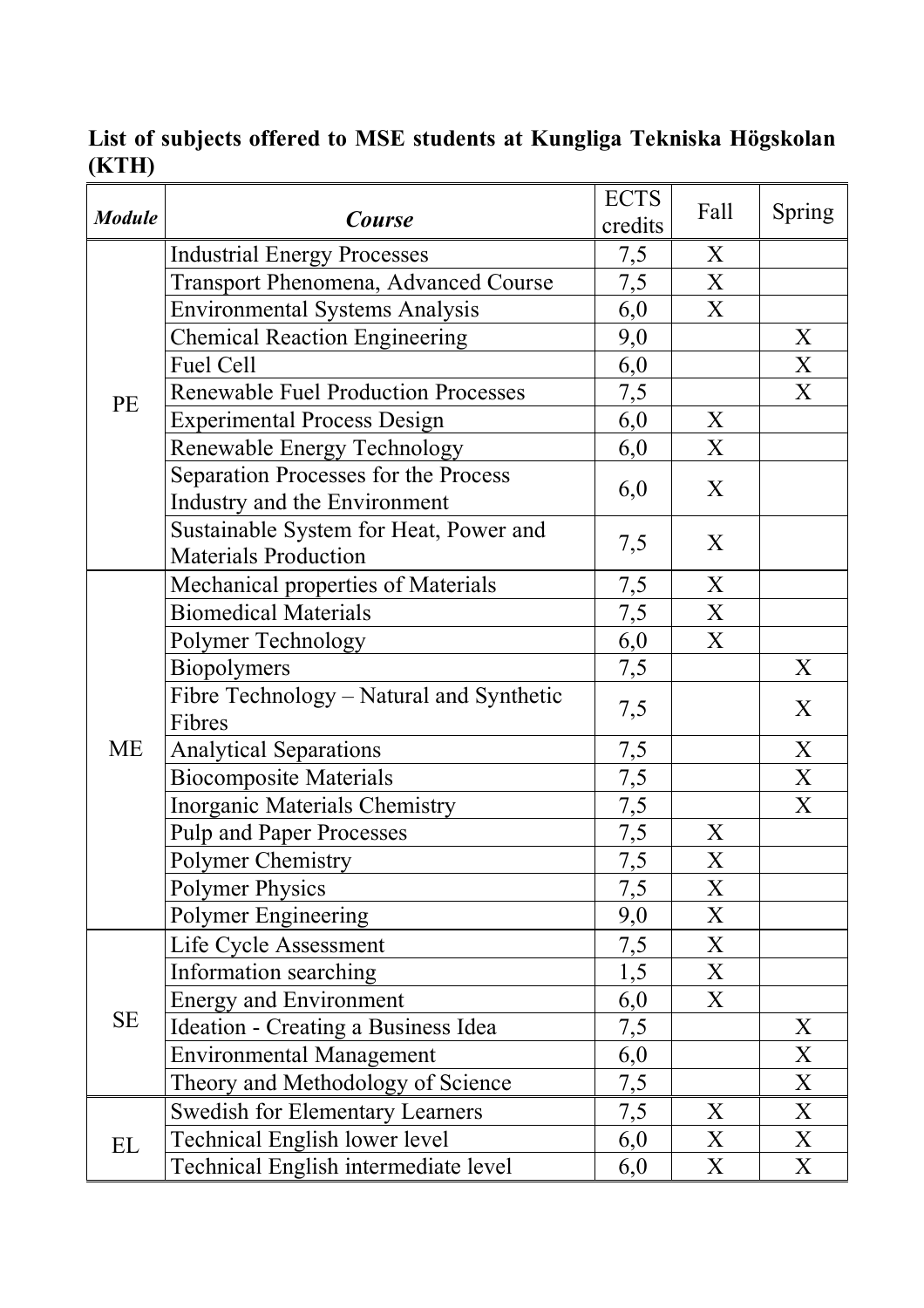**List of subjects offered to MSE students at Kungliga Tekniska Högskolan (KTH)**

| *Module* | *Course* | ECTS credits | Fall | Spring |
|---|---|---|---|---|
| PE | Industrial Energy Processes | 7,5 | X | |
| | Transport Phenomena, Advanced Course | 7,5 | X | |
| | Environmental Systems Analysis | 6,0 | X | |
| | Chemical Reaction Engineering | 9,0 | | X |
| | Fuel Cell | 6,0 | | X |
| | Renewable Fuel Production Processes | 7,5 | | X |
| | Experimental Process Design | 6,0 | X | |
| | Renewable Energy Technology | 6,0 | X | |
| | Separation Processes for the Process Industry and the Environment | 6,0 | X | |
| | Sustainable System for Heat, Power and Materials Production | 7,5 | X | |
| ME | Mechanical properties of Materials | 7,5 | X | |
| | Biomedical Materials | 7,5 | X | |
| | Polymer Technology | 6,0 | X | |
| | Biopolymers | 7,5 | | X |
| | Fibre Technology – Natural and Synthetic Fibres | 7,5 | | X |
| | Analytical Separations | 7,5 | | X |
| | Biocomposite Materials | 7,5 | | X |
| | Inorganic Materials Chemistry | 7,5 | | X |
| | Pulp and Paper Processes | 7,5 | X | |
| | Polymer Chemistry | 7,5 | X | |
| | Polymer Physics | 7,5 | X | |
| | Polymer Engineering | 9,0 | X | |
| SE | Life Cycle Assessment | 7,5 | X | |
| | Information searching | 1,5 | X | |
| | Energy and Environment | 6,0 | X | |
| | Ideation - Creating a Business Idea | 7,5 | | X |
| | Environmental Management | 6,0 | | X |
| | Theory and Methodology of Science | 7,5 | | X |
| EL | Swedish for Elementary Learners | 7,5 | X | X |
| | Technical English lower level | 6,0 | X | X |
| | Technical English intermediate level | 6,0 | X | X |